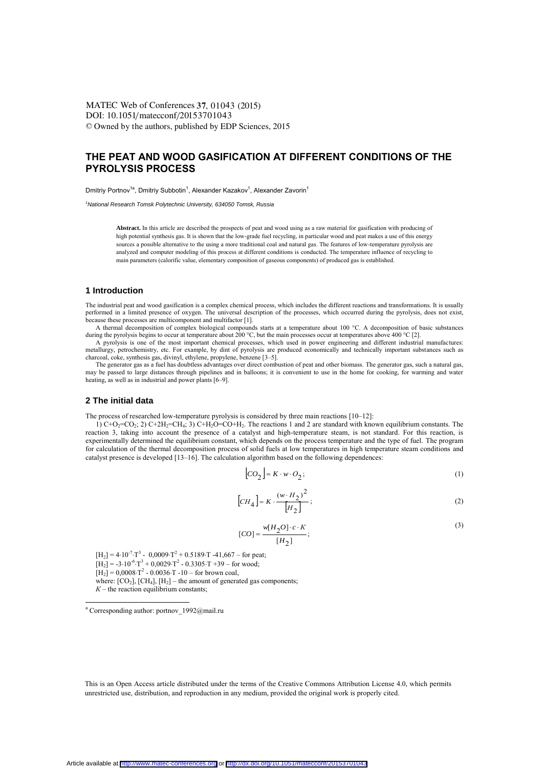MATEC Web of Conferences **37**, 01043 (2015)
DOI: 10.1051/matecconf/20153701043
© Owned by the authors, published by EDP Sciences, 2015

# THE PEAT AND WOOD GASIFICATION AT DIFFERENT CONDITIONS OF THE PYROLYSIS PROCESS

Dmitriy Portnov[1a], Dmitriy Subbotin[1], Alexander Kazakov[1], Alexander Zavorin[1]

[1]*National Research Tomsk Polytechnic University, 634050 Tomsk, Russia*

**Abstract.** In this article are described the prospects of peat and wood using as a raw material for gasification with producing of high potential synthesis gas. It is shown that the low-grade fuel recycling, in particular wood and peat makes a use of this energy sources a possible alternative to the using a more traditional coal and natural gas. The features of low-temperature pyrolysis are analyzed and computer modeling of this process at different conditions is conducted. The temperature influence of recycling to main parameters (calorific value, elementary composition of gaseous components) of produced gas is established.

## 1 Introduction

The industrial peat and wood gasification is a complex chemical process, which includes the different reactions and transformations. It is usually performed in a limited presence of oxygen. The universal description of the processes, which occurred during the pyrolysis, does not exist, because these processes are multicomponent and multifactor [1].

A thermal decomposition of complex biological compounds starts at a temperature about 100 °C. A decomposition of basic substances during the pyrolysis begins to occur at temperature about 200 °C, but the main processes occur at temperatures above 400 °C [2].

A pyrolysis is one of the most important chemical processes, which used in power engineering and different industrial manufactures: metallurgy, petrochemistry, etc. For example, by dint of pyrolysis are produced economically and technically important substances such as charcoal, coke, synthesis gas, divinyl, ethylene, propylene, benzene [3–5].

The generator gas as a fuel has doubtless advantages over direct combustion of peat and other biomass. The generator gas, such a natural gas, may be passed to large distances through pipelines and in balloons; it is convenient to use in the home for cooking, for warming and water heating, as well as in industrial and power plants [6–9].

## 2 The initial data

The process of researched low-temperature pyrolysis is considered by three main reactions [10–12]:

1) $C+O_2=CO_2$; 2) $C+2H_2=CH_4$; 3) $C+H_2O=CO+H_2$. The reactions 1 and 2 are standard with known equilibrium constants. The reaction 3, taking into account the presence of a catalyst and high-temperature steam, is not standard. For this reaction, is experimentally determined the equilibrium constant, which depends on the process temperature and the type of fuel. The program for calculation of the thermal decomposition process of solid fuels at low temperatures in high temperature steam conditions and catalyst presence is developed [13–16]. The calculation algorithm based on the following dependences:

$$[CO_2] = K \cdot w \cdot O_2; \tag{1}$$

$$[CH_4] = K \cdot \frac{(w \cdot H_2)^2}{[H_2]}; \tag{2}$$

$$[CO] = \frac{w[H_2O] \cdot c \cdot K}{[H_2]}; \tag{3}$$

$[H_2] = 4 \cdot 10^{-7} \cdot T^3$ - $0,0009 \cdot T^2 + 0.5189 \cdot T$ -41,667 – for peat;
$[H_2] = -3 \cdot 10^{-6} \cdot T^3 + 0,0029 \cdot T^2$ - $0.3305 \cdot T$ +39 – for wood;
$[H_2] = 0,0008 \cdot T^2$ - $0.0036 \cdot T$ -10 – for brown coal,
where: $[CO_2]$, $[CH_4]$, $[H_2]$ – the amount of generated gas components;
$K$ – the reaction equilibrium constants;

[a] Corresponding author: portnov_1992@mail.ru

This is an Open Access article distributed under the terms of the Creative Commons Attribution License 4.0, which permits unrestricted use, distribution, and reproduction in any medium, provided the original work is properly cited.

Article available at http://www.matec-conferences.org or http://dx.doi.org/10.1051/matecconf/20153701043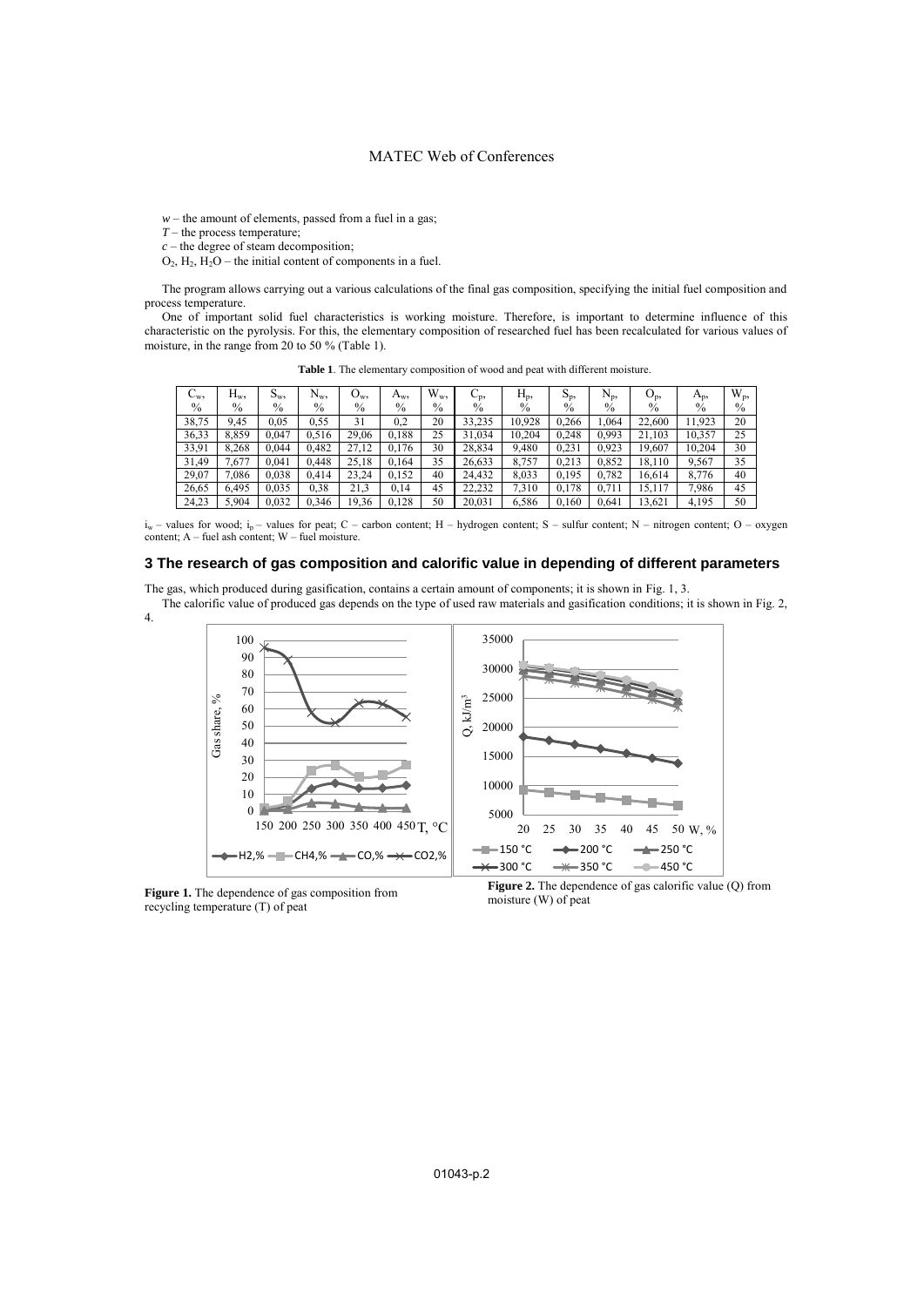$w$ – the amount of elements, passed from a fuel in a gas;
$T$ – the process temperature;
$c$ – the degree of steam decomposition;
$O_2$, $H_2$, $H_2O$ – the initial content of components in a fuel.

The program allows carrying out a various calculations of the final gas composition, specifying the initial fuel composition and process temperature.

One of important solid fuel characteristics is working moisture. Therefore, is important to determine influence of this characteristic on the pyrolysis. For this, the elementary composition of researched fuel has been recalculated for various values of moisture, in the range from 20 to 50 % (Table 1).

**Table 1**. The elementary composition of wood and peat with different moisture.

| $C_w$, % | $H_w$, % | $S_w$, % | $N_w$, % | $O_w$, % | $A_w$, % | $W_w$, % | $C_p$, % | $H_p$, % | $S_p$, % | $N_p$, % | $O_p$, % | $A_p$, % | $W_p$, % |
|---|---|---|---|---|---|---|---|---|---|---|---|---|---|
| 38,75 | 9,45 | 0,05 | 0,55 | 31 | 0,2 | 20 | 33,235 | 10,928 | 0,266 | 1,064 | 22,600 | 11,923 | 20 |
| 36,33 | 8,859 | 0,047 | 0,516 | 29,06 | 0,188 | 25 | 31,034 | 10,204 | 0,248 | 0,993 | 21,103 | 10,357 | 25 |
| 33,91 | 8,268 | 0,044 | 0,482 | 27,12 | 0,176 | 30 | 28,834 | 9,480 | 0,231 | 0,923 | 19,607 | 10,204 | 30 |
| 31,49 | 7,677 | 0,041 | 0,448 | 25,18 | 0,164 | 35 | 26,633 | 8,757 | 0,213 | 0,852 | 18,110 | 9,567 | 35 |
| 29,07 | 7,086 | 0,038 | 0,414 | 23,24 | 0,152 | 40 | 24,432 | 8,033 | 0,195 | 0,782 | 16,614 | 8,776 | 40 |
| 26,65 | 6,495 | 0,035 | 0,38 | 21,3 | 0,14 | 45 | 22,232 | 7,310 | 0,178 | 0,711 | 15,117 | 7,986 | 45 |
| 24,23 | 5,904 | 0,032 | 0,346 | 19,36 | 0,128 | 50 | 20,031 | 6,586 | 0,160 | 0,641 | 13,621 | 4,195 | 50 |

$i_w$ – values for wood; $i_p$ – values for peat; C – carbon content; H – hydrogen content; S – sulfur content; N – nitrogen content; O – oxygen content; A – fuel ash content; W – fuel moisture.

## 3 The research of gas composition and calorific value in depending of different parameters

The gas, which produced during gasification, contains a certain amount of components; it is shown in Fig. 1, 3.

The calorific value of produced gas depends on the type of used raw materials and gasification conditions; it is shown in Fig. 2, 4.

**Figure 1.** The dependence of gas composition from recycling temperature (T) of peat

**Figure 2.** The dependence of gas calorific value (Q) from moisture (W) of peat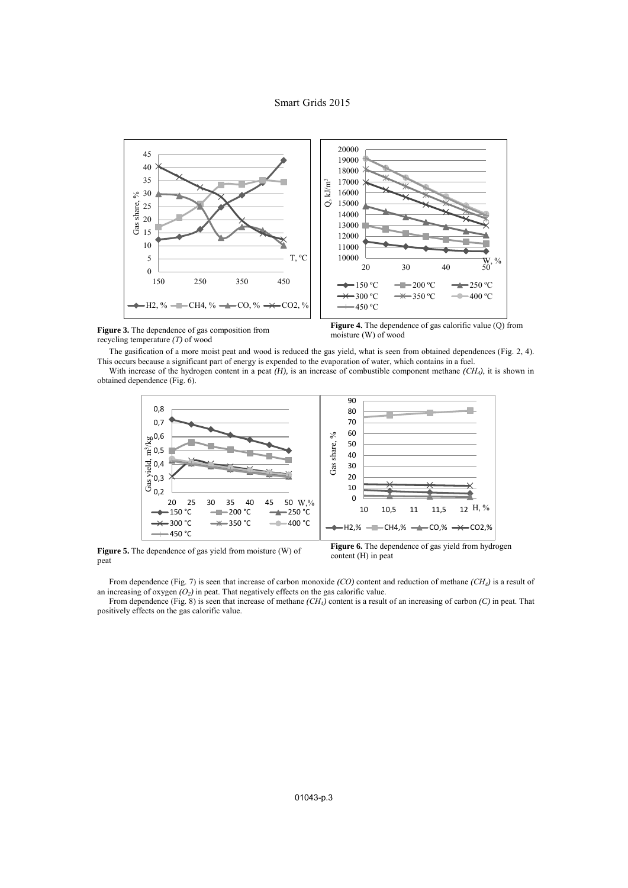**Figure 3.** The dependence of gas composition from recycling temperature *(T)* of wood

**Figure 4.** The dependence of gas calorific value (Q) from moisture (W) of wood

The gasification of a more moist peat and wood is reduced the gas yield, what is seen from obtained dependences (Fig. 2, 4). This occurs because a significant part of energy is expended to the evaporation of water, which contains in a fuel.

With increase of the hydrogen content in a peat *(H)*, is an increase of combustible component methane *($CH_4$)*, it is shown in obtained dependence (Fig. 6).

**Figure 5.** The dependence of gas yield from moisture (W) of peat

**Figure 6.** The dependence of gas yield from hydrogen content (H) in peat

From dependence (Fig. 7) is seen that increase of carbon monoxide *(CO)* content and reduction of methane *($CH_4$)* is a result of an increasing of oxygen *($O_2$)* in peat. That negatively effects on the gas calorific value.

From dependence (Fig. 8) is seen that increase of methane *($CH_4$)* content is a result of an increasing of carbon *(C)* in peat. That positively effects on the gas calorific value.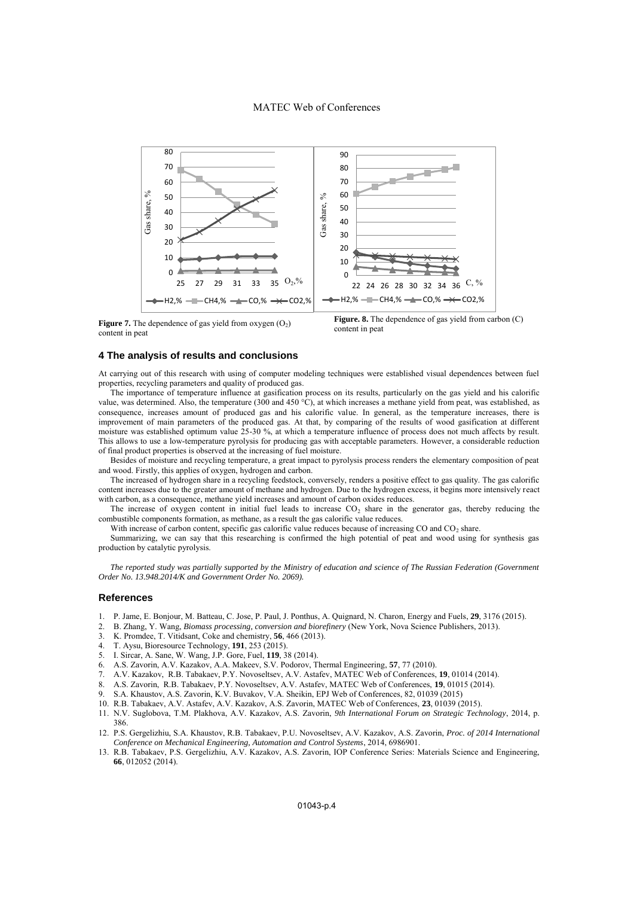80
70
60
50
40
30
20
10
0
25 27 29 31 33 35 $O_2$,%

Gas share, %

H2,% CH4,% CO,% CO2,%

**Figure 7.** The dependence of gas yield from oxygen ($O_2$) content in peat

90
80
70
60
50
40
30
20
10
0
22 24 26 28 30 32 34 36 C, %

Gas share, %

H2,% CH4,% CO,% CO2,%

**Figure. 8.** The dependence of gas yield from carbon (C) content in peat

## 4 The analysis of results and conclusions

At carrying out of this research with using of computer modeling techniques were established visual dependences between fuel properties, recycling parameters and quality of produced gas.

The importance of temperature influence at gasification process on its results, particularly on the gas yield and his calorific value, was determined. Also, the temperature (300 and 450 °C), at which increases a methane yield from peat, was established, as consequence, increases amount of produced gas and his calorific value. In general, as the temperature increases, there is improvement of main parameters of the produced gas. At that, by comparing of the results of wood gasification at different moisture was established optimum value 25-30 %, at which a temperature influence of process does not much affects by result. This allows to use a low-temperature pyrolysis for producing gas with acceptable parameters. However, a considerable reduction of final product properties is observed at the increasing of fuel moisture.

Besides of moisture and recycling temperature, a great impact to pyrolysis process renders the elementary composition of peat and wood. Firstly, this applies of oxygen, hydrogen and carbon.

The increased of hydrogen share in a recycling feedstock, conversely, renders a positive effect to gas quality. The gas calorific content increases due to the greater amount of methane and hydrogen. Due to the hydrogen excess, it begins more intensively react with carbon, as a consequence, methane yield increases and amount of carbon oxides reduces.

The increase of oxygen content in initial fuel leads to increase $CO_2$ share in the generator gas, thereby reducing the combustible components formation, as methane, as a result the gas calorific value reduces.

With increase of carbon content, specific gas calorific value reduces because of increasing CO and $CO_2$ share.

Summarizing, we can say that this researching is confirmed the high potential of peat and wood using for synthesis gas production by catalytic pyrolysis.

*The reported study was partially supported by the Ministry of education and science of The Russian Federation (Government Order No. 13.948.2014/K and Government Order No. 2069).*

## References

1. P. Jame, E. Bonjour, M. Batteau, C. Jose, P. Paul, J. Ponthus, A. Quignard, N. Charon, Energy and Fuels, **29**, 3176 (2015).
2. B. Zhang, Y. Wang, *Biomass processing, conversion and biorefinery* (New York, Nova Science Publishers, 2013).
3. K. Promdee, T. Vitidsant, Coke and chemistry, **56**, 466 (2013).
4. T. Aysu, Bioresource Technology, **191**, 253 (2015).
5. I. Sircar, A. Sane, W. Wang, J.P. Gore, Fuel, **119**, 38 (2014).
6. A.S. Zavorin, A.V. Kazakov, A.A. Makeev, S.V. Podorov, Thermal Engineering, **57**, 77 (2010).
7. A.V. Kazakov, R.B. Tabakaev, P.Y. Novoseltsev, A.V. Astafev, MATEC Web of Conferences, **19**, 01014 (2014).
8. A.S. Zavorin, R.B. Tabakaev, P.Y. Novoseltsev, A.V. Astafev, MATEC Web of Conferences, **19**, 01015 (2014).
9. S.A. Khaustov, A.S. Zavorin, K.V. Buvakov, V.A. Sheikin, EPJ Web of Conferences, 82, 01039 (2015)
10. R.B. Tabakaev, A.V. Astafev, A.V. Kazakov, A.S. Zavorin, MATEC Web of Conferences, **23**, 01039 (2015).
11. N.V. Suglobova, T.M. Plakhova, A.V. Kazakov, A.S. Zavorin, *9th International Forum on Strategic Technology*, 2014, p. 386.
12. P.S. Gergelizhiu, S.A. Khaustov, R.B. Tabakaev, P.U. Novoseltsev, A.V. Kazakov, A.S. Zavorin, *Proc. of 2014 International Conference on Mechanical Engineering, Automation and Control Systems*, 2014, 6986901.
13. R.B. Tabakaev, P.S. Gergelizhiu, A.V. Kazakov, A.S. Zavorin, IOP Conference Series: Materials Science and Engineering, **66**, 012052 (2014).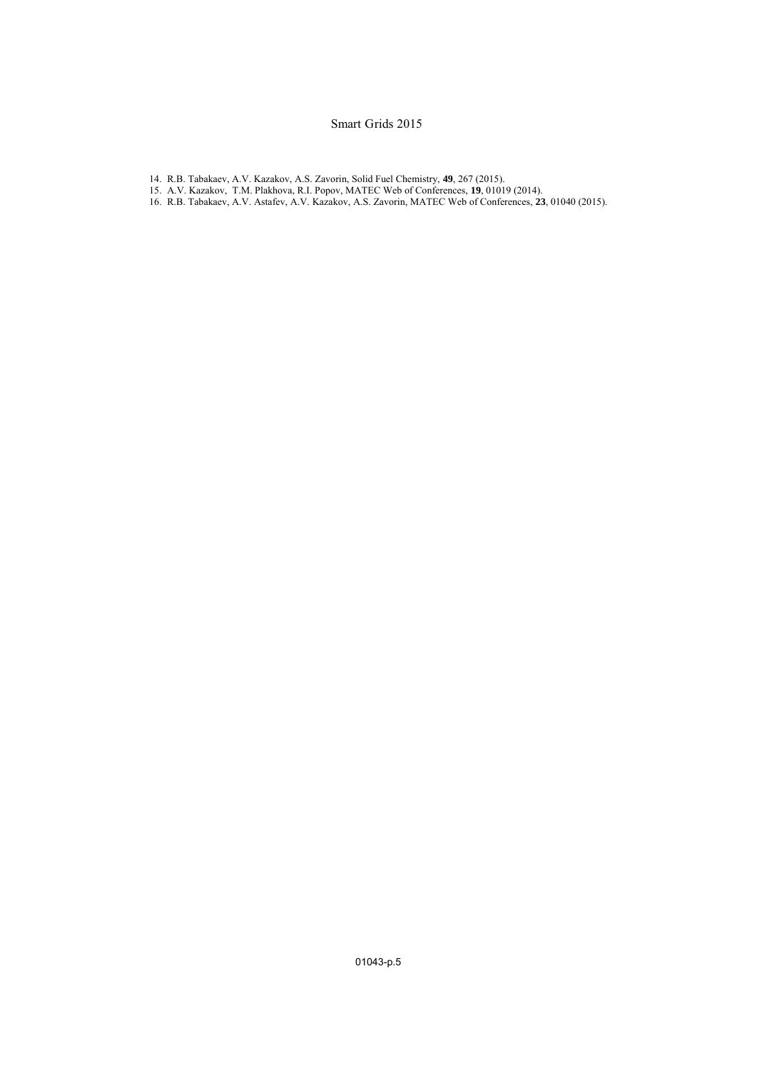14. R.B. Tabakaev, A.V. Kazakov, A.S. Zavorin, Solid Fuel Chemistry, **49**, 267 (2015).
15. A.V. Kazakov, T.M. Plakhova, R.I. Popov, MATEC Web of Conferences, **19**, 01019 (2014).
16. R.B. Tabakaev, A.V. Astafev, A.V. Kazakov, A.S. Zavorin, MATEC Web of Conferences, **23**, 01040 (2015).